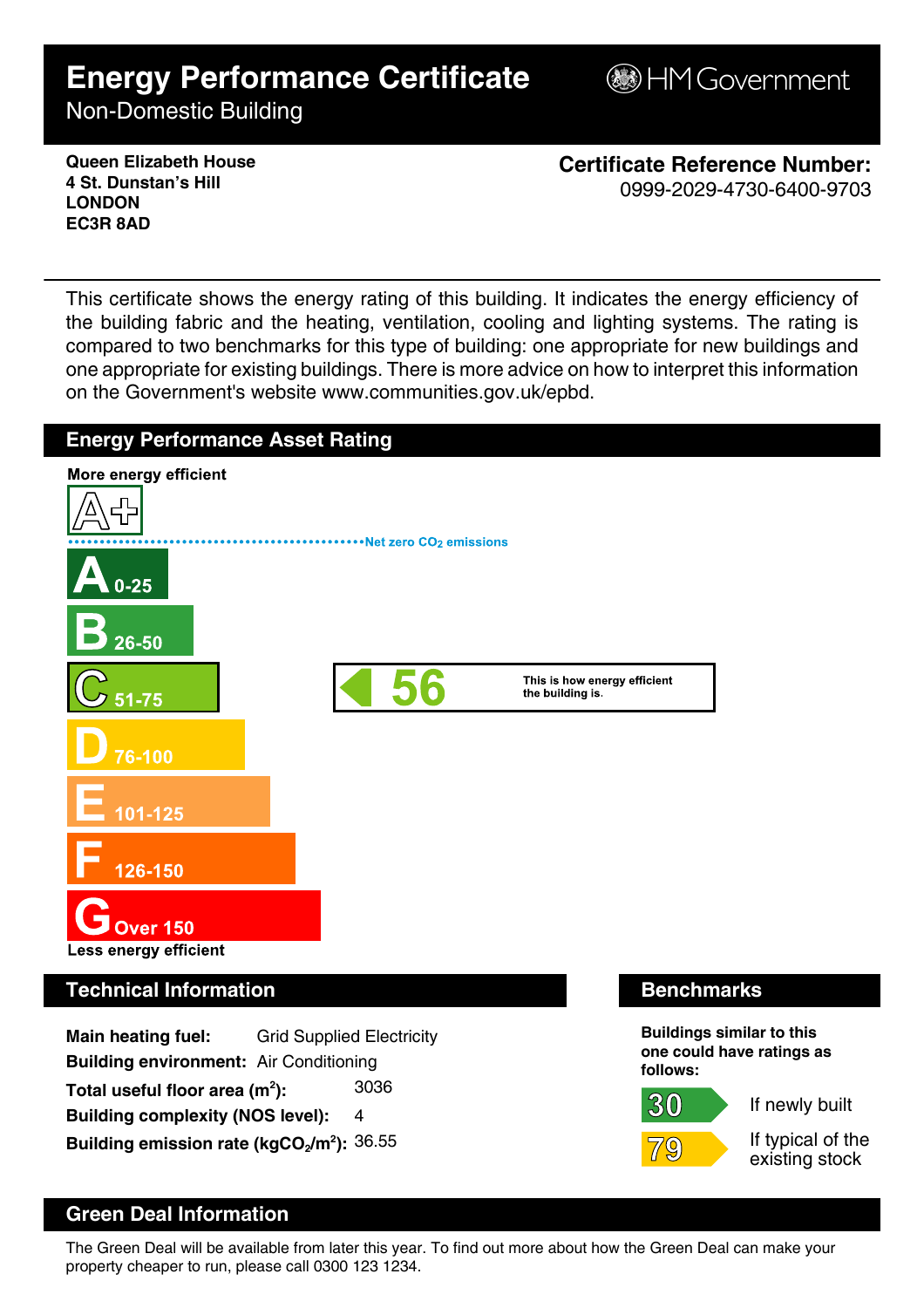# Energy Performance Certificate

Non-Domestic Building

HM Government

**Queen Elizabeth House**
**4 St. Dunstan's Hill**
**LONDON**
**EC3R 8AD**

**Certificate Reference Number:**
0999-2029-4730-6400-9703

This certificate shows the energy rating of this building. It indicates the energy efficiency of the building fabric and the heating, ventilation, cooling and lighting systems. The rating is compared to two benchmarks for this type of building: one appropriate for new buildings and one appropriate for existing buildings. There is more advice on how to interpret this information on the Government's website www.communities.gov.uk/epbd.

## Energy Performance Asset Rating

**More energy efficient**

A+

Net zero $CO_2$ emissions

A 0-25

B 26-50

C 51-75

D 76-100

E 101-125

F 126-150

G Over 150

**Less energy efficient**

**56** This is how energy efficient the building is.

## Technical Information

**Main heating fuel:** Grid Supplied Electricity

**Building environment:** Air Conditioning

**Total useful floor area ($m^2$):** 3036

**Building complexity (NOS level):** 4

**Building emission rate ($kgCO_2/m^2$):** 36.55

## Benchmarks

**Buildings similar to this one could have ratings as follows:**

30 If newly built

79 If typical of the existing stock

## Green Deal Information

The Green Deal will be available from later this year. To find out more about how the Green Deal can make your property cheaper to run, please call 0300 123 1234.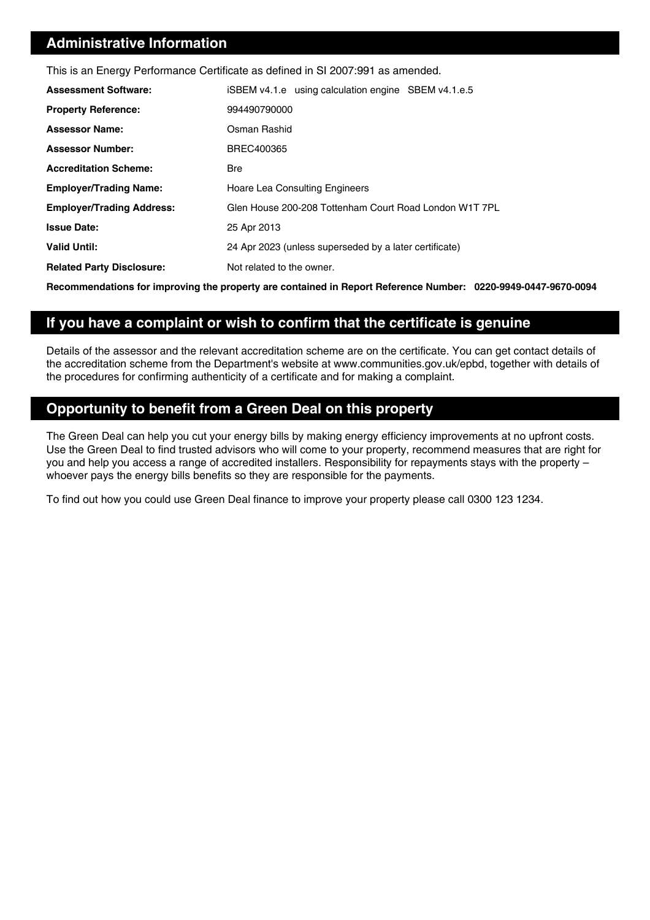## Administrative Information

This is an Energy Performance Certificate as defined in SI 2007:991 as amended.

| | |
|---|---|
| **Assessment Software:** | iSBEM v4.1.e using calculation engine SBEM v4.1.e.5 |
| **Property Reference:** | 994490790000 |
| **Assessor Name:** | Osman Rashid |
| **Assessor Number:** | BREC400365 |
| **Accreditation Scheme:** | Bre |
| **Employer/Trading Name:** | Hoare Lea Consulting Engineers |
| **Employer/Trading Address:** | Glen House 200-208 Tottenham Court Road London W1T 7PL |
| **Issue Date:** | 25 Apr 2013 |
| **Valid Until:** | 24 Apr 2023 (unless superseded by a later certificate) |
| **Related Party Disclosure:** | Not related to the owner. |

**Recommendations for improving the property are contained in Report Reference Number: 0220-9949-0447-9670-0094**

## If you have a complaint or wish to confirm that the certificate is genuine

Details of the assessor and the relevant accreditation scheme are on the certificate. You can get contact details of the accreditation scheme from the Department's website at www.communities.gov.uk/epbd, together with details of the procedures for confirming authenticity of a certificate and for making a complaint.

## Opportunity to benefit from a Green Deal on this property

The Green Deal can help you cut your energy bills by making energy efficiency improvements at no upfront costs. Use the Green Deal to find trusted advisors who will come to your property, recommend measures that are right for you and help you access a range of accredited installers. Responsibility for repayments stays with the property – whoever pays the energy bills benefits so they are responsible for the payments.

To find out how you could use Green Deal finance to improve your property please call 0300 123 1234.